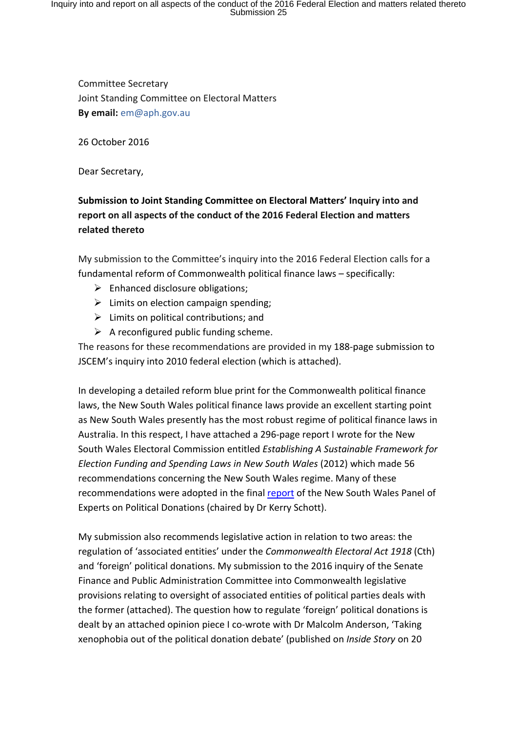Committee Secretary
Joint Standing Committee on Electoral Matters
**By email:** em@aph.gov.au

26 October 2016

Dear Secretary,

**Submission to Joint Standing Committee on Electoral Matters' Inquiry into and report on all aspects of the conduct of the 2016 Federal Election and matters related thereto**

My submission to the Committee's inquiry into the 2016 Federal Election calls for a fundamental reform of Commonwealth political finance laws – specifically:

- Enhanced disclosure obligations;
- Limits on election campaign spending;
- Limits on political contributions; and
- A reconfigured public funding scheme.

The reasons for these recommendations are provided in my 188-page submission to JSCEM's inquiry into 2010 federal election (which is attached).

In developing a detailed reform blue print for the Commonwealth political finance laws, the New South Wales political finance laws provide an excellent starting point as New South Wales presently has the most robust regime of political finance laws in Australia. In this respect, I have attached a 296-page report I wrote for the New South Wales Electoral Commission entitled *Establishing A Sustainable Framework for Election Funding and Spending Laws in New South Wales* (2012) which made 56 recommendations concerning the New South Wales regime. Many of these recommendations were adopted in the final report of the New South Wales Panel of Experts on Political Donations (chaired by Dr Kerry Schott).

My submission also recommends legislative action in relation to two areas: the regulation of 'associated entities' under the *Commonwealth Electoral Act 1918* (Cth) and 'foreign' political donations. My submission to the 2016 inquiry of the Senate Finance and Public Administration Committee into Commonwealth legislative provisions relating to oversight of associated entities of political parties deals with the former (attached). The question how to regulate 'foreign' political donations is dealt by an attached opinion piece I co-wrote with Dr Malcolm Anderson, 'Taking xenophobia out of the political donation debate' (published on *Inside Story* on 20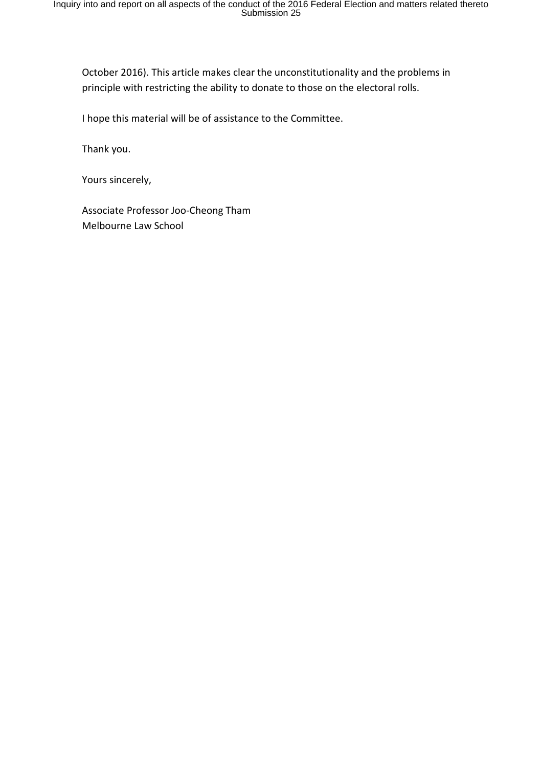October 2016). This article makes clear the unconstitutionality and the problems in principle with restricting the ability to donate to those on the electoral rolls.

I hope this material will be of assistance to the Committee.

Thank you.

Yours sincerely,

Associate Professor Joo-Cheong Tham
Melbourne Law School